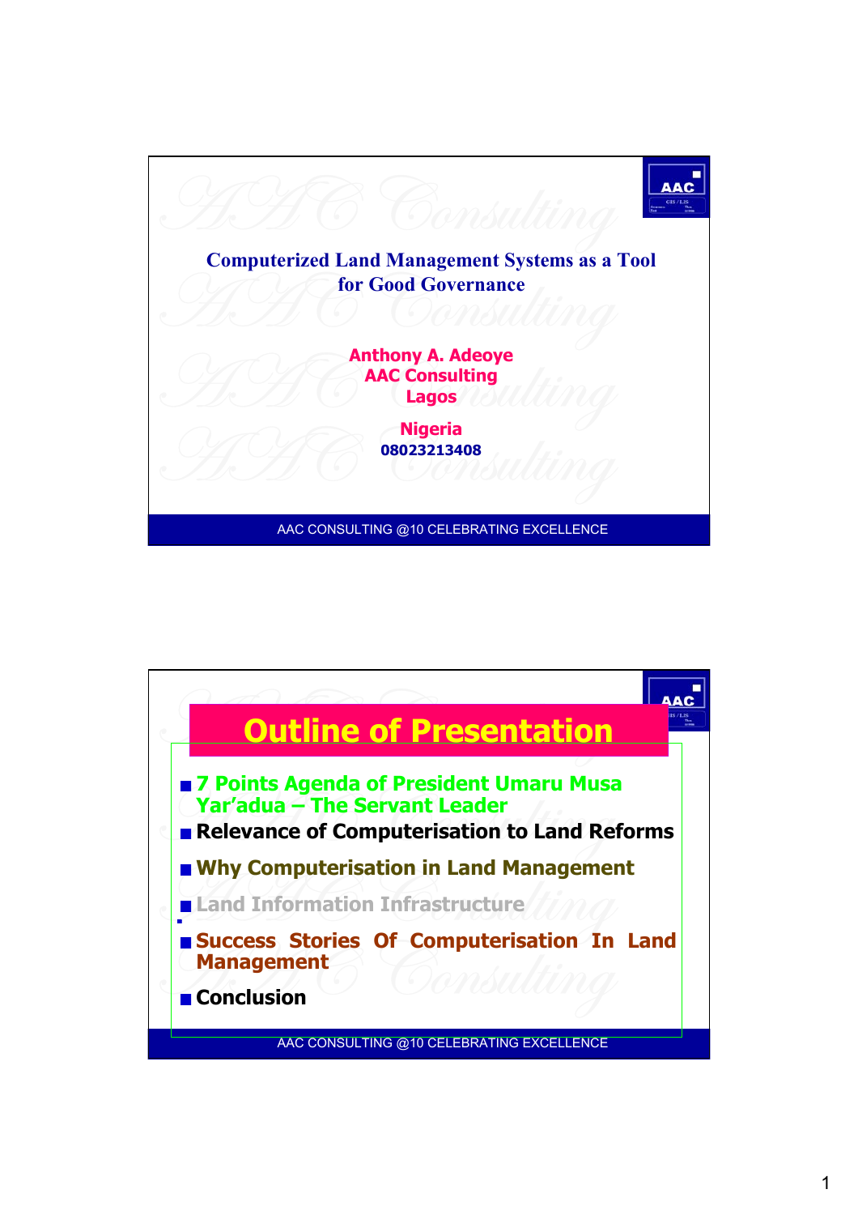# Computerized Land Management Systems as a Tool for Good Governance

**Anthony A. Adeoye**
**AAC Consulting**
**Lagos**

**Nigeria**
**08023213408**

AAC CONSULTING @10 CELEBRATING EXCELLENCE

## Outline of Presentation

- 7 Points Agenda of President Umaru Musa Yar'adua – The Servant Leader
- Relevance of Computerisation to Land Reforms
- Why Computerisation in Land Management
- Land Information Infrastructure
- Success Stories Of Computerisation In Land Management
- Conclusion

AAC CONSULTING @10 CELEBRATING EXCELLENCE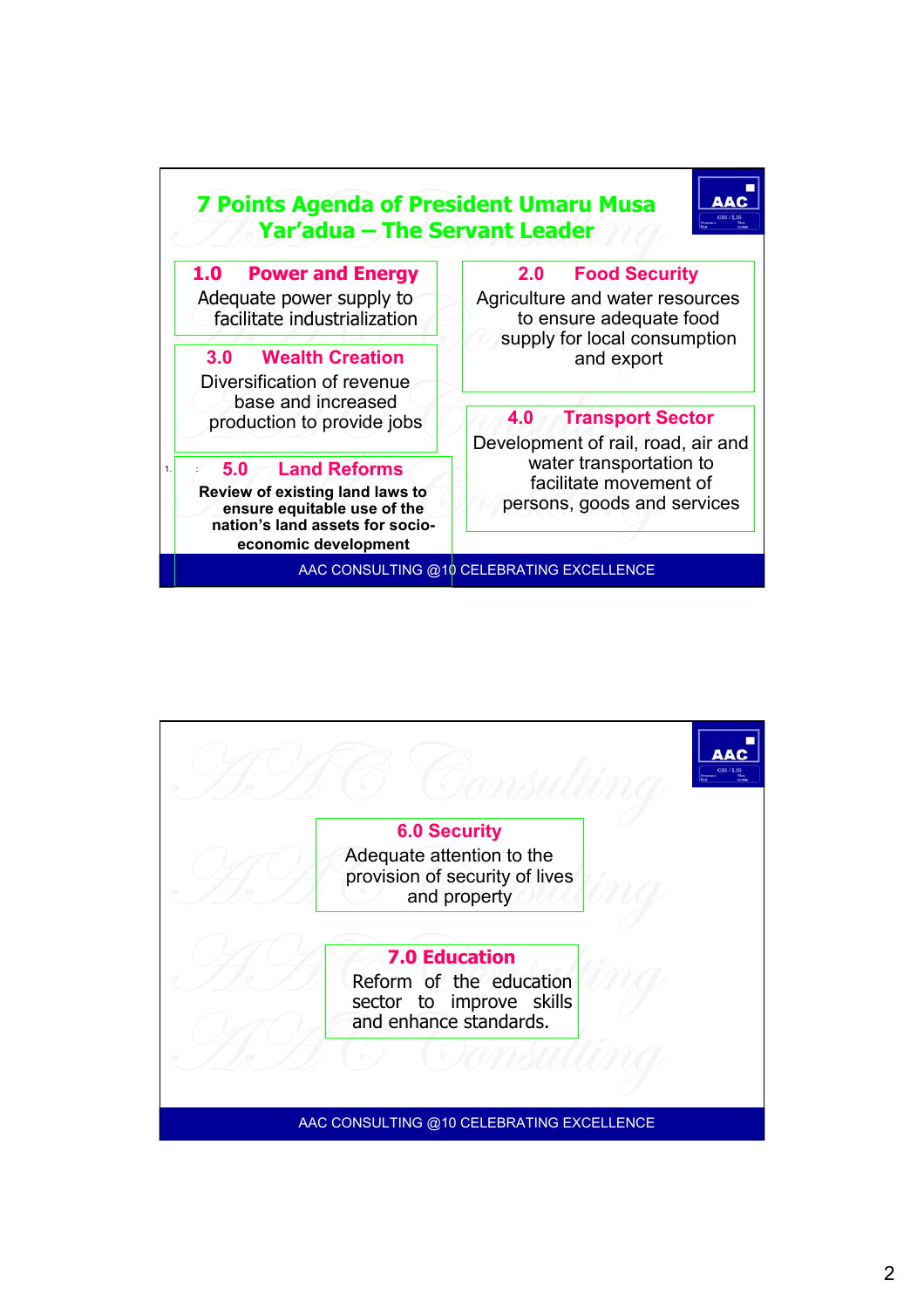# 7 Points Agenda of President Umaru Musa Yar'adua – The Servant Leader

### 1.0 Power and Energy

Adequate power supply to facilitate industrialization

### 2.0 Food Security

Agriculture and water resources to ensure adequate food supply for local consumption and export

### 3.0 Wealth Creation

Diversification of revenue base and increased production to provide jobs

### 4.0 Transport Sector

Development of rail, road, air and water transportation to facilitate movement of persons, goods and services

### 5.0 Land Reforms

**Review of existing land laws to ensure equitable use of the nation's land assets for socio-economic development**

AAC CONSULTING @10 CELEBRATING EXCELLENCE

### 6.0 Security

Adequate attention to the provision of security of lives and property

### 7.0 Education

Reform of the education sector to improve skills and enhance standards.

AAC CONSULTING @10 CELEBRATING EXCELLENCE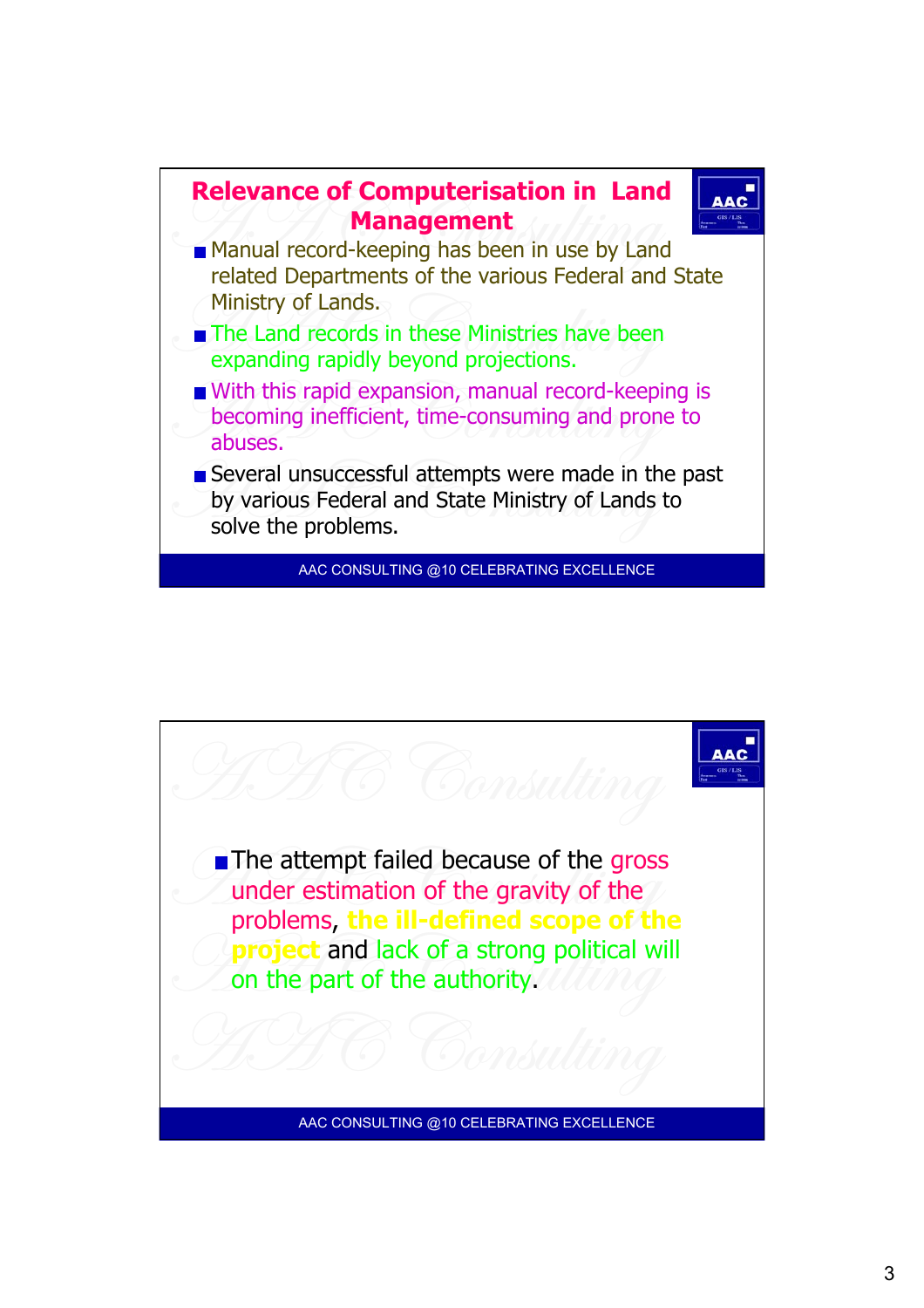## Relevance of Computerisation in Land Management

- Manual record-keeping has been in use by Land related Departments of the various Federal and State Ministry of Lands.
- The Land records in these Ministries have been expanding rapidly beyond projections.
- With this rapid expansion, manual record-keeping is becoming inefficient, time-consuming and prone to abuses.
- Several unsuccessful attempts were made in the past by various Federal and State Ministry of Lands to solve the problems.

AAC CONSULTING @10 CELEBRATING EXCELLENCE

- The attempt failed because of the gross under estimation of the gravity of the problems, **the ill-defined scope of the project** and lack of a strong political will on the part of the authority.

AAC CONSULTING @10 CELEBRATING EXCELLENCE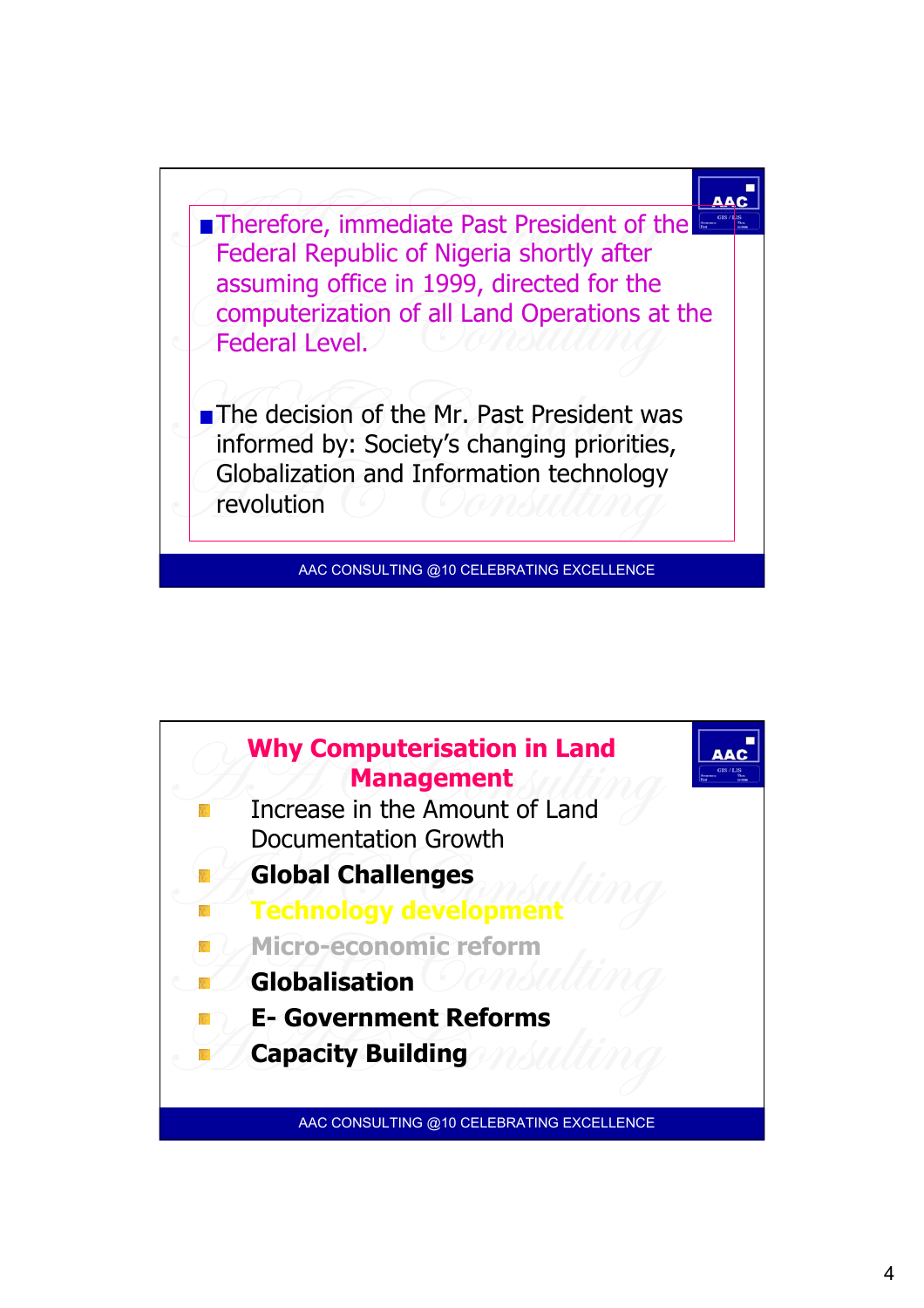- Therefore, immediate Past President of the Federal Republic of Nigeria shortly after assuming office in 1999, directed for the computerization of all Land Operations at the Federal Level.

- The decision of the Mr. Past President was informed by: Society's changing priorities, Globalization and Information technology revolution

AAC CONSULTING @10 CELEBRATING EXCELLENCE

## Why Computerisation in Land Management

- Increase in the Amount of Land Documentation Growth
- **Global Challenges**
- **Technology development**
- **Micro-economic reform**
- **Globalisation**
- **E- Government Reforms**
- **Capacity Building**

AAC CONSULTING @10 CELEBRATING EXCELLENCE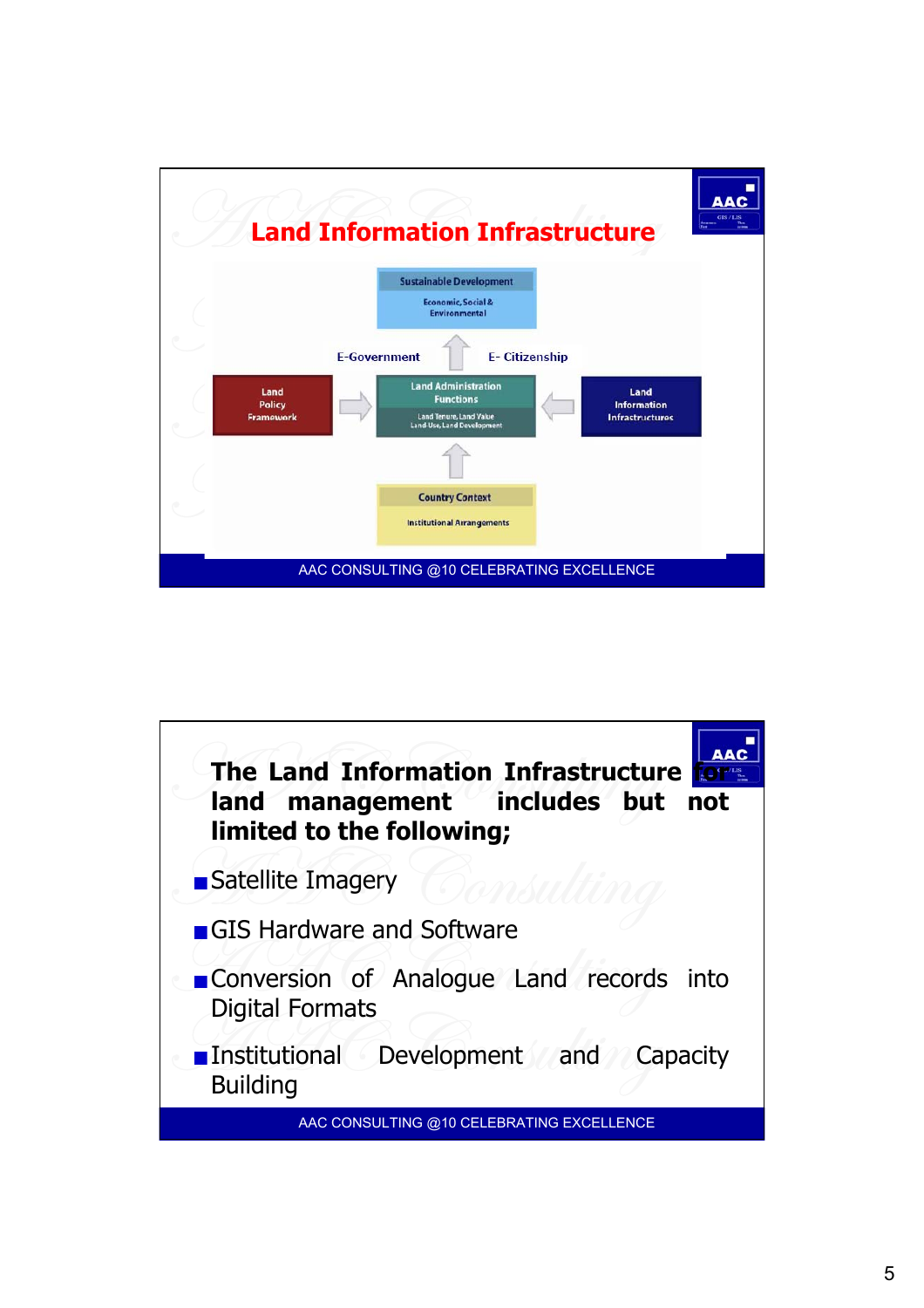## Land Information Infrastructure

Sustainable Development

Economic, Social & Environmental

E-Government

E- Citizenship

Land Policy Framework

Land Administration Functions

Land Tenure, Land Value
Land Use, Land Development

Land Information Infrastructures

Country Context

Institutional Arrangements

AAC CONSULTING @10 CELEBRATING EXCELLENCE

---

**The Land Information Infrastructure for land management includes but not limited to the following;**

- Satellite Imagery
- GIS Hardware and Software
- Conversion of Analogue Land records into Digital Formats
- Institutional Development and Capacity Building

AAC CONSULTING @10 CELEBRATING EXCELLENCE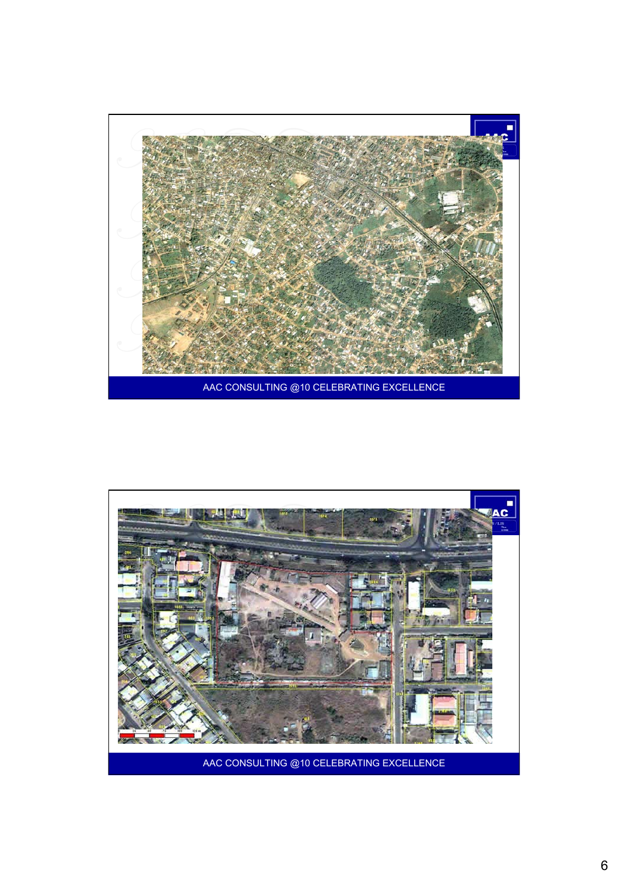AAC CONSULTING @10 CELEBRATING EXCELLENCE

AAC CONSULTING @10 CELEBRATING EXCELLENCE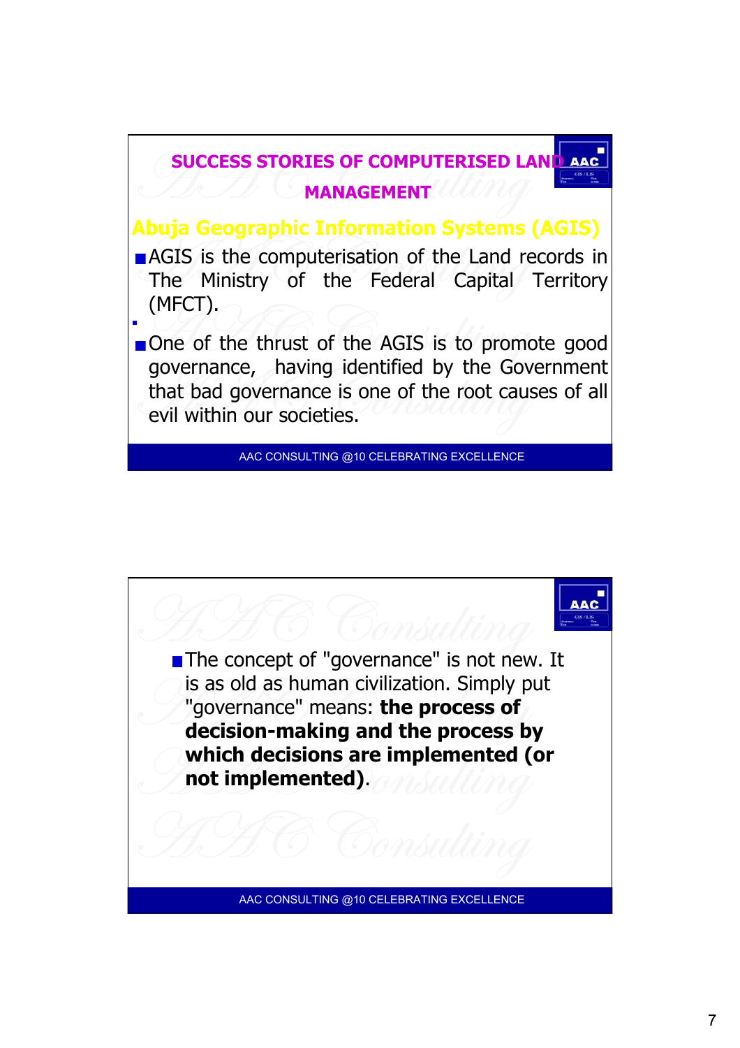## SUCCESS STORIES OF COMPUTERISED LAND MANAGEMENT

### Abuja Geographic Information Systems (AGIS)

- AGIS is the computerisation of the Land records in The Ministry of the Federal Capital Territory (MFCT).
- One of the thrust of the AGIS is to promote good governance, having identified by the Government that bad governance is one of the root causes of all evil within our societies.

AAC CONSULTING @10 CELEBRATING EXCELLENCE

---

- The concept of "governance" is not new. It is as old as human civilization. Simply put "governance" means: **the process of decision-making and the process by which decisions are implemented (or not implemented)**.

AAC CONSULTING @10 CELEBRATING EXCELLENCE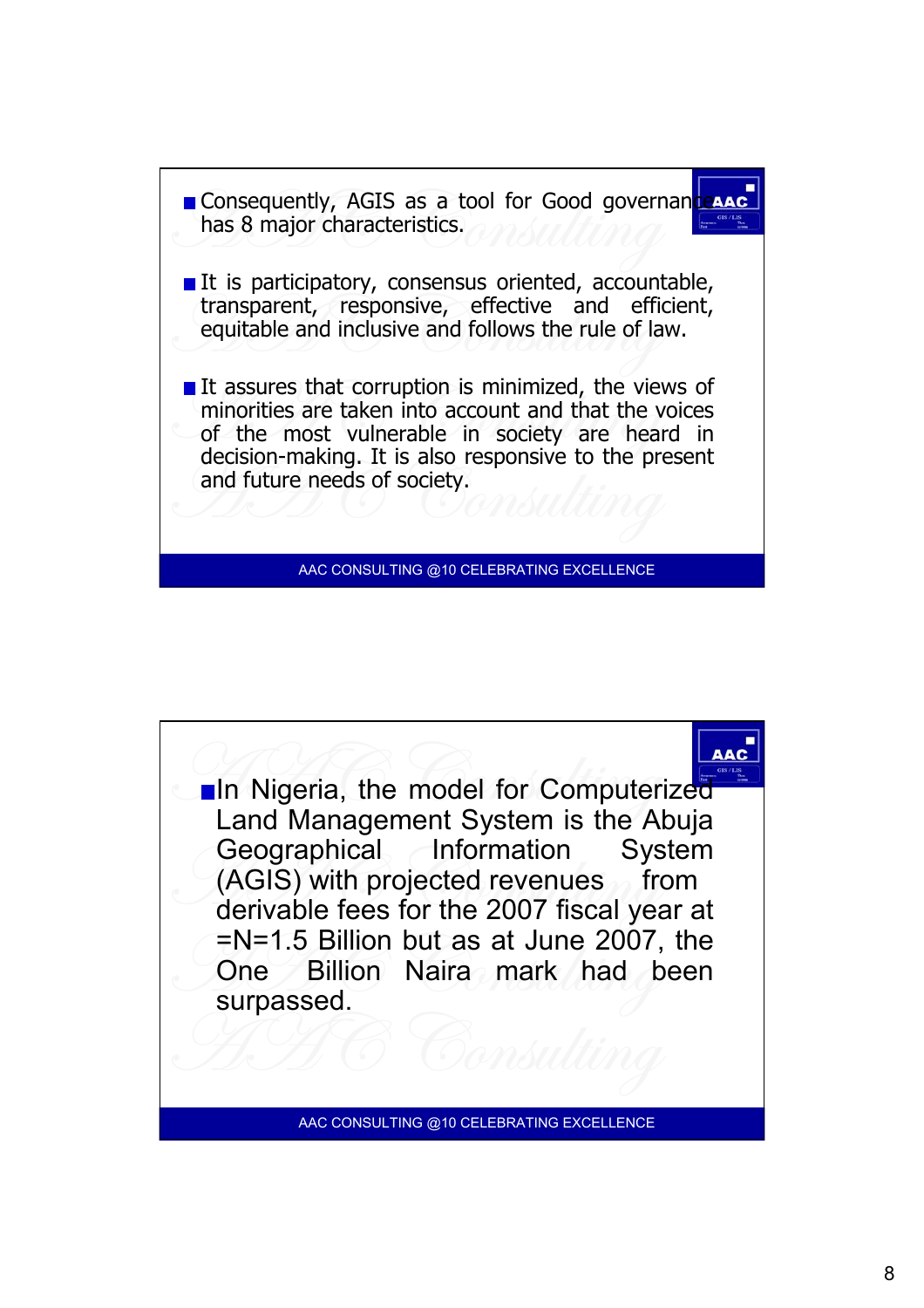- Consequently, AGIS as a tool for Good governance has 8 major characteristics.

- It is participatory, consensus oriented, accountable, transparent, responsive, effective and efficient, equitable and inclusive and follows the rule of law.

- It assures that corruption is minimized, the views of minorities are taken into account and that the voices of the most vulnerable in society are heard in decision-making. It is also responsive to the present and future needs of society.

AAC CONSULTING @10 CELEBRATING EXCELLENCE

- In Nigeria, the model for Computerized Land Management System is the Abuja Geographical Information System (AGIS) with projected revenues from derivable fees for the 2007 fiscal year at =N=1.5 Billion but as at June 2007, the One Billion Naira mark had been surpassed.

AAC CONSULTING @10 CELEBRATING EXCELLENCE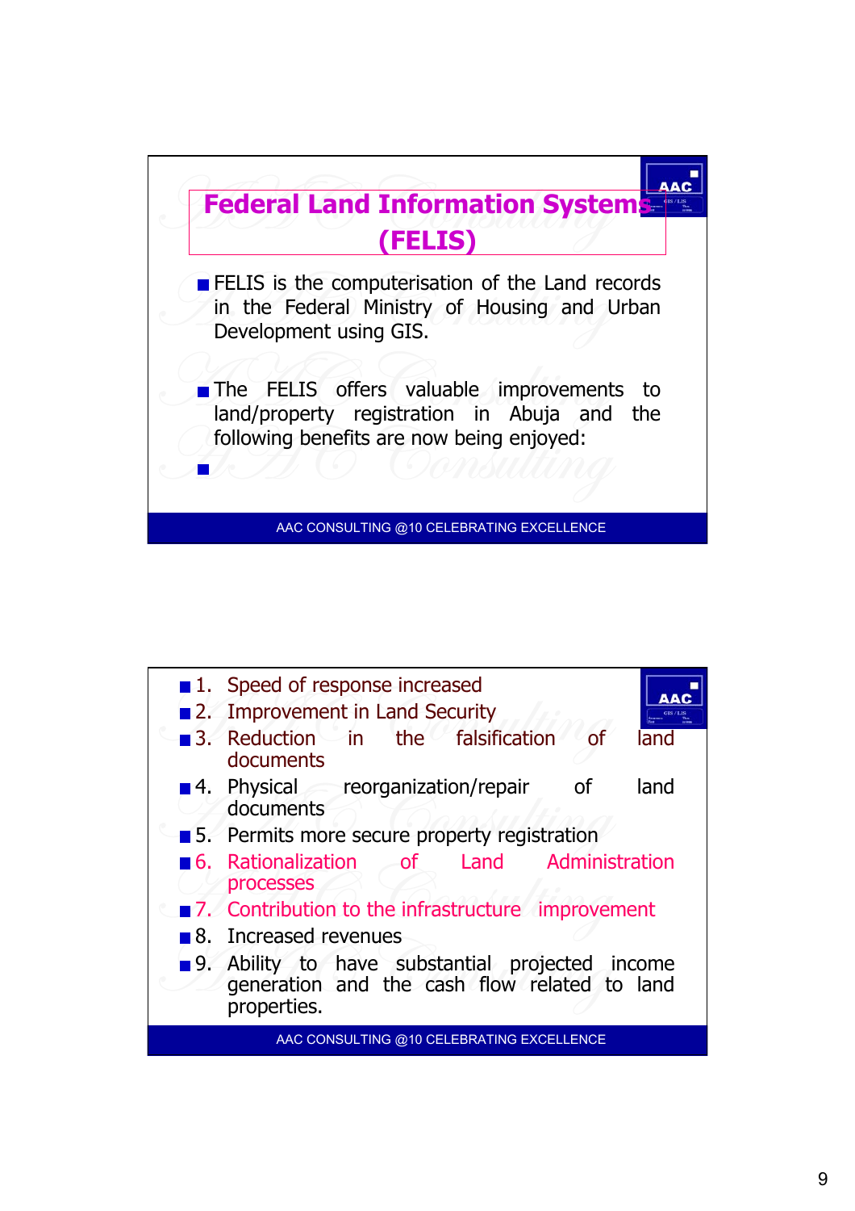# Federal Land Information Systems (FELIS)

- FELIS is the computerisation of the Land records in the Federal Ministry of Housing and Urban Development using GIS.

- The FELIS offers valuable improvements to land/property registration in Abuja and the following benefits are now being enjoyed:

AAC CONSULTING @10 CELEBRATING EXCELLENCE

- 1. Speed of response increased
- 2. Improvement in Land Security
- 3. Reduction in the falsification of land documents
- 4. Physical reorganization/repair of land documents
- 5. Permits more secure property registration
- 6. Rationalization of Land Administration processes
- 7. Contribution to the infrastructure improvement
- 8. Increased revenues
- 9. Ability to have substantial projected income generation and the cash flow related to land properties.

AAC CONSULTING @10 CELEBRATING EXCELLENCE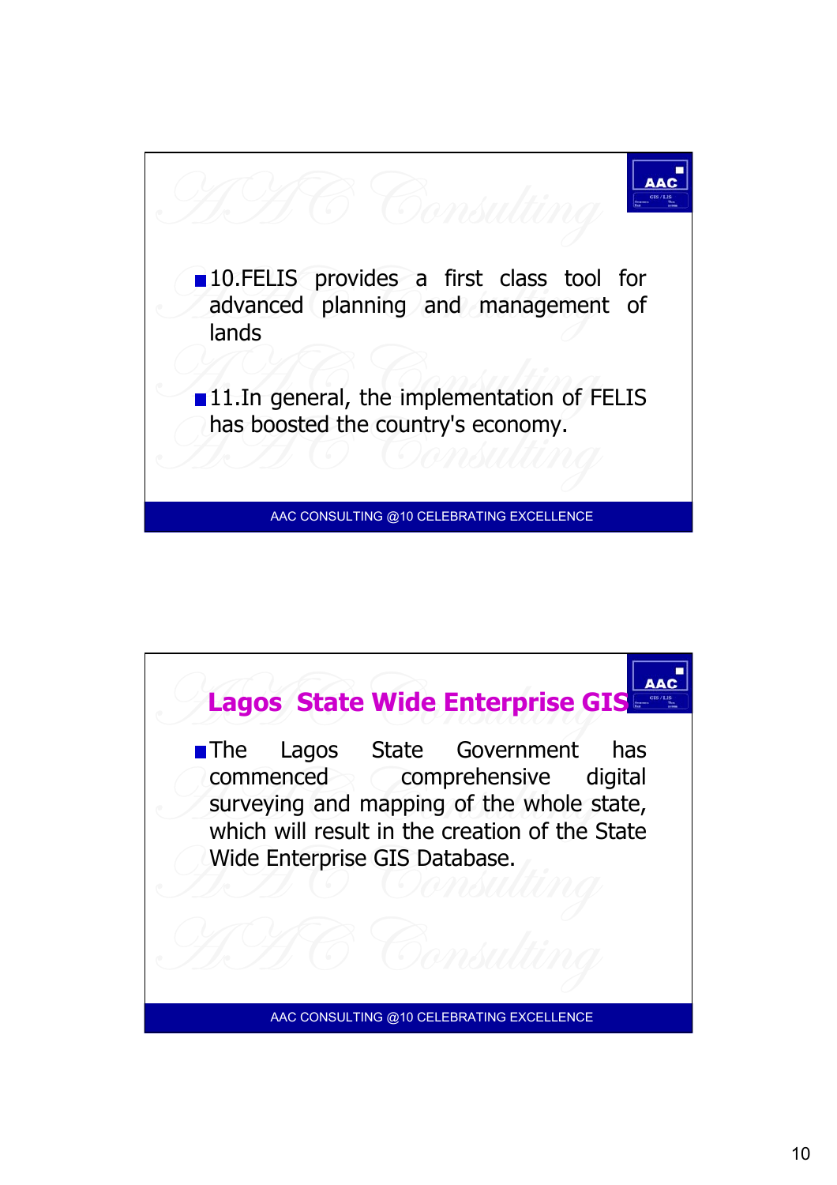- 10.FELIS provides a first class tool for advanced planning and management of lands

- 11.In general, the implementation of FELIS has boosted the country's economy.

AAC CONSULTING @10 CELEBRATING EXCELLENCE

## Lagos State Wide Enterprise GIS

- The Lagos State Government has commenced comprehensive digital surveying and mapping of the whole state, which will result in the creation of the State Wide Enterprise GIS Database.

AAC CONSULTING @10 CELEBRATING EXCELLENCE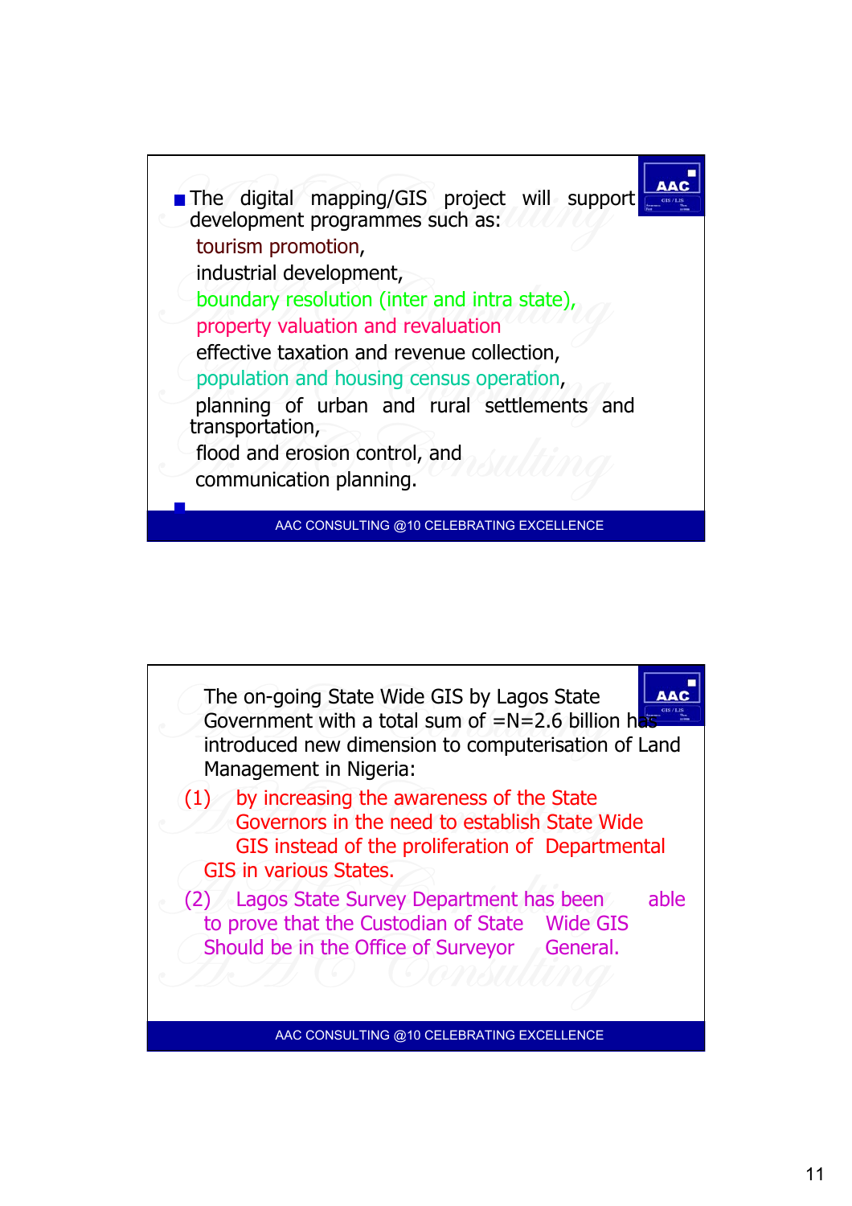- The digital mapping/GIS project will support development programmes such as:

  tourism promotion,

  industrial development,

  boundary resolution (inter and intra state),

  property valuation and revaluation

  effective taxation and revenue collection,

  population and housing census operation,

  planning of urban and rural settlements and transportation,

  flood and erosion control, and

  communication planning.

AAC CONSULTING @10 CELEBRATING EXCELLENCE

The on-going State Wide GIS by Lagos State Government with a total sum of =N=2.6 billion has introduced new dimension to computerisation of Land Management in Nigeria:

(1) by increasing the awareness of the State Governors in the need to establish State Wide GIS instead of the proliferation of Departmental GIS in various States.

(2) Lagos State Survey Department has been able to prove that the Custodian of State Wide GIS Should be in the Office of Surveyor General.

AAC CONSULTING @10 CELEBRATING EXCELLENCE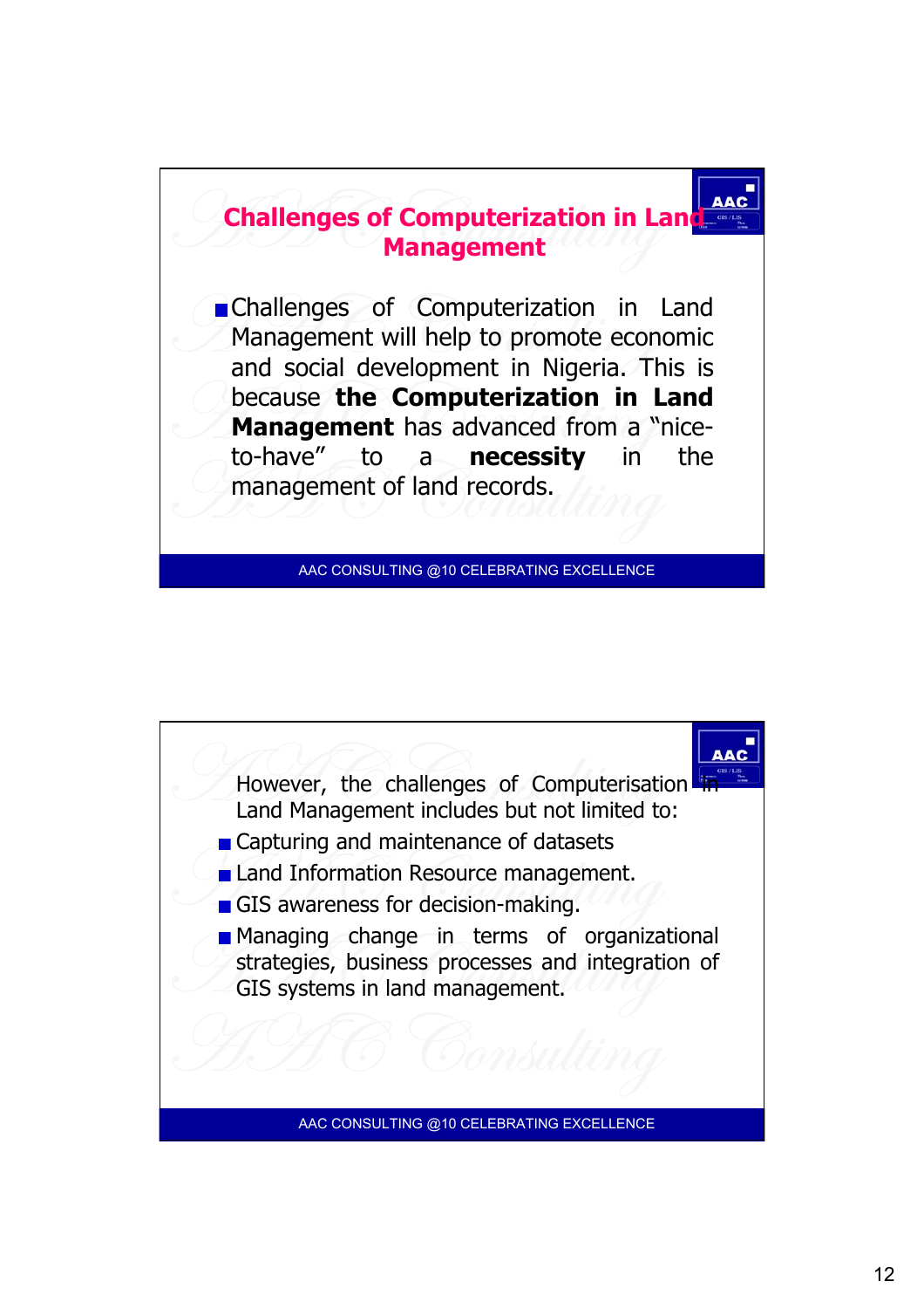## Challenges of Computerization in Land Management

- Challenges of Computerization in Land Management will help to promote economic and social development in Nigeria. This is because **the Computerization in Land Management** has advanced from a "nice-to-have" to a **necessity** in the management of land records.

AAC CONSULTING @10 CELEBRATING EXCELLENCE

However, the challenges of Computerisation in Land Management includes but not limited to:

- Capturing and maintenance of datasets
- Land Information Resource management.
- GIS awareness for decision-making.
- Managing change in terms of organizational strategies, business processes and integration of GIS systems in land management.

AAC CONSULTING @10 CELEBRATING EXCELLENCE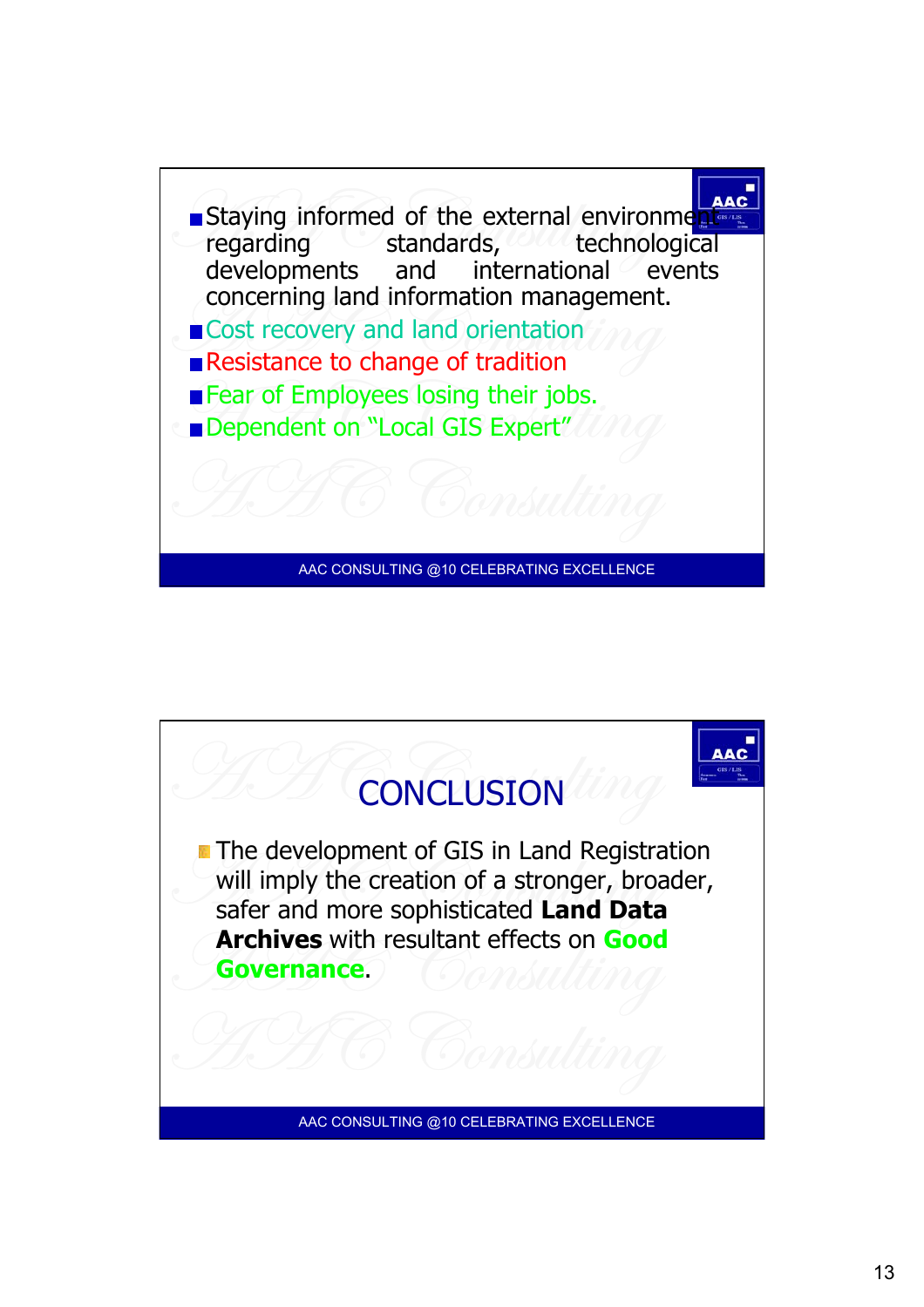- Staying informed of the external environment regarding standards, technological developments and international events concerning land information management.
- Cost recovery and land orientation
- Resistance to change of tradition
- Fear of Employees losing their jobs.
- Dependent on "Local GIS Expert"

# CONCLUSION

- The development of GIS in Land Registration will imply the creation of a stronger, broader, safer and more sophisticated **Land Data Archives** with resultant effects on **Good Governance**.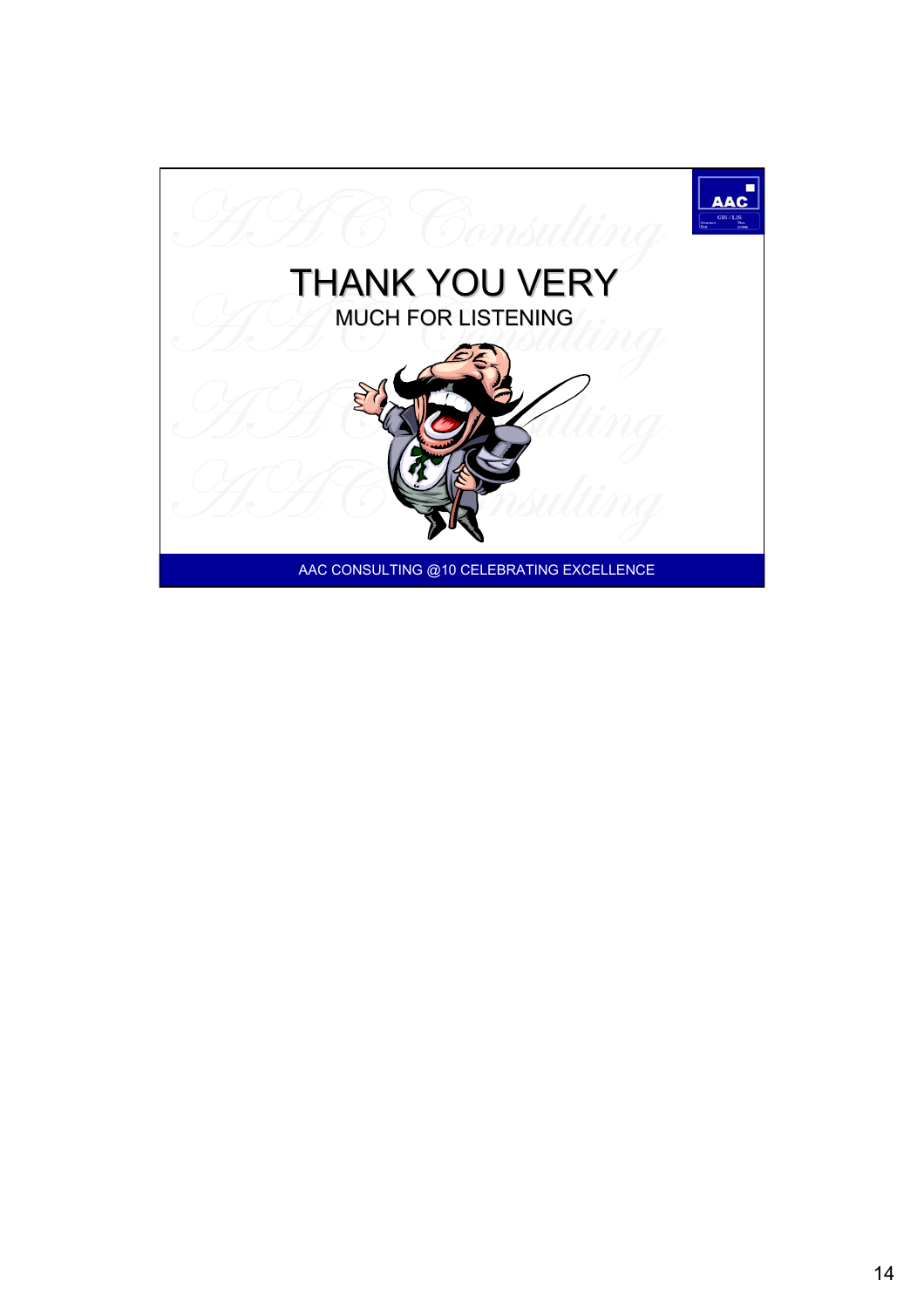# THANK YOU VERY

MUCH FOR LISTENING

AAC CONSULTING @10 CELEBRATING EXCELLENCE